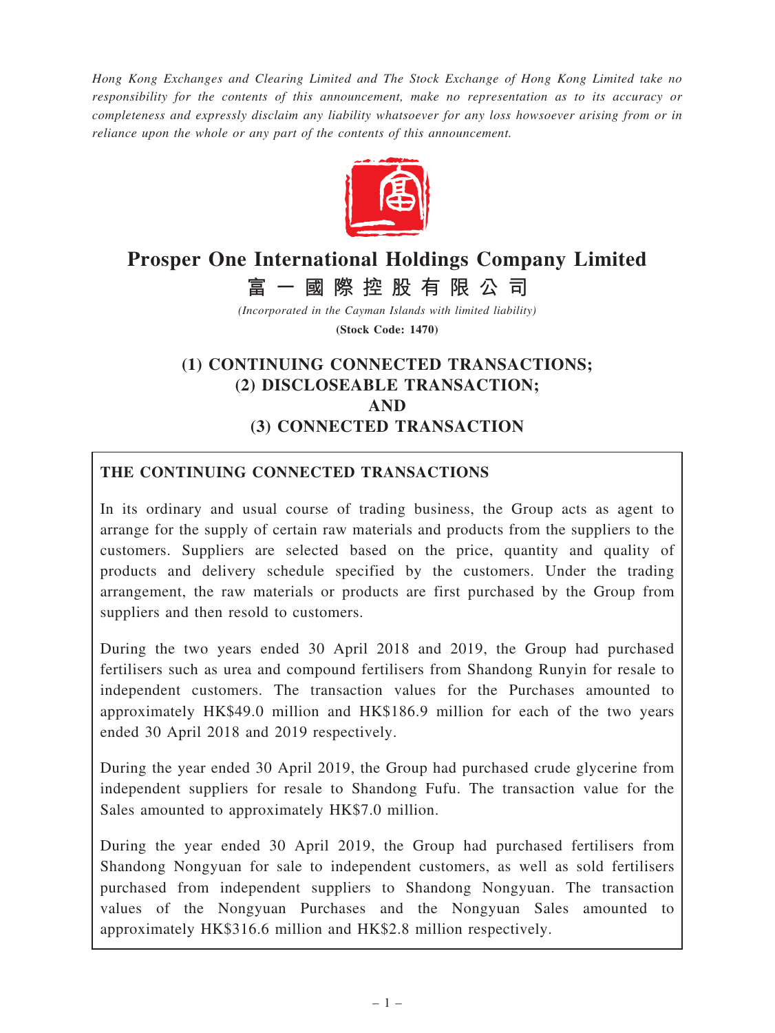*Hong Kong Exchanges and Clearing Limited and The Stock Exchange of Hong Kong Limited take no responsibility for the contents of this announcement, make no representation as to its accuracy or completeness and expressly disclaim any liability whatsoever for any loss howsoever arising from or in reliance upon the whole or any part of the contents of this announcement.*

# Prosper One International Holdings Company Limited

# 富一國際控股有限公司

*(Incorporated in the Cayman Islands with limited liability)*

**(Stock Code: 1470)**

## (1) CONTINUING CONNECTED TRANSACTIONS;
## (2) DISCLOSEABLE TRANSACTION;
## AND
## (3) CONNECTED TRANSACTION

### THE CONTINUING CONNECTED TRANSACTIONS

In its ordinary and usual course of trading business, the Group acts as agent to arrange for the supply of certain raw materials and products from the suppliers to the customers. Suppliers are selected based on the price, quantity and quality of products and delivery schedule specified by the customers. Under the trading arrangement, the raw materials or products are first purchased by the Group from suppliers and then resold to customers.

During the two years ended 30 April 2018 and 2019, the Group had purchased fertilisers such as urea and compound fertilisers from Shandong Runyin for resale to independent customers. The transaction values for the Purchases amounted to approximately HK$49.0 million and HK$186.9 million for each of the two years ended 30 April 2018 and 2019 respectively.

During the year ended 30 April 2019, the Group had purchased crude glycerine from independent suppliers for resale to Shandong Fufu. The transaction value for the Sales amounted to approximately HK$7.0 million.

During the year ended 30 April 2019, the Group had purchased fertilisers from Shandong Nongyuan for sale to independent customers, as well as sold fertilisers purchased from independent suppliers to Shandong Nongyuan. The transaction values of the Nongyuan Purchases and the Nongyuan Sales amounted to approximately HK$316.6 million and HK$2.8 million respectively.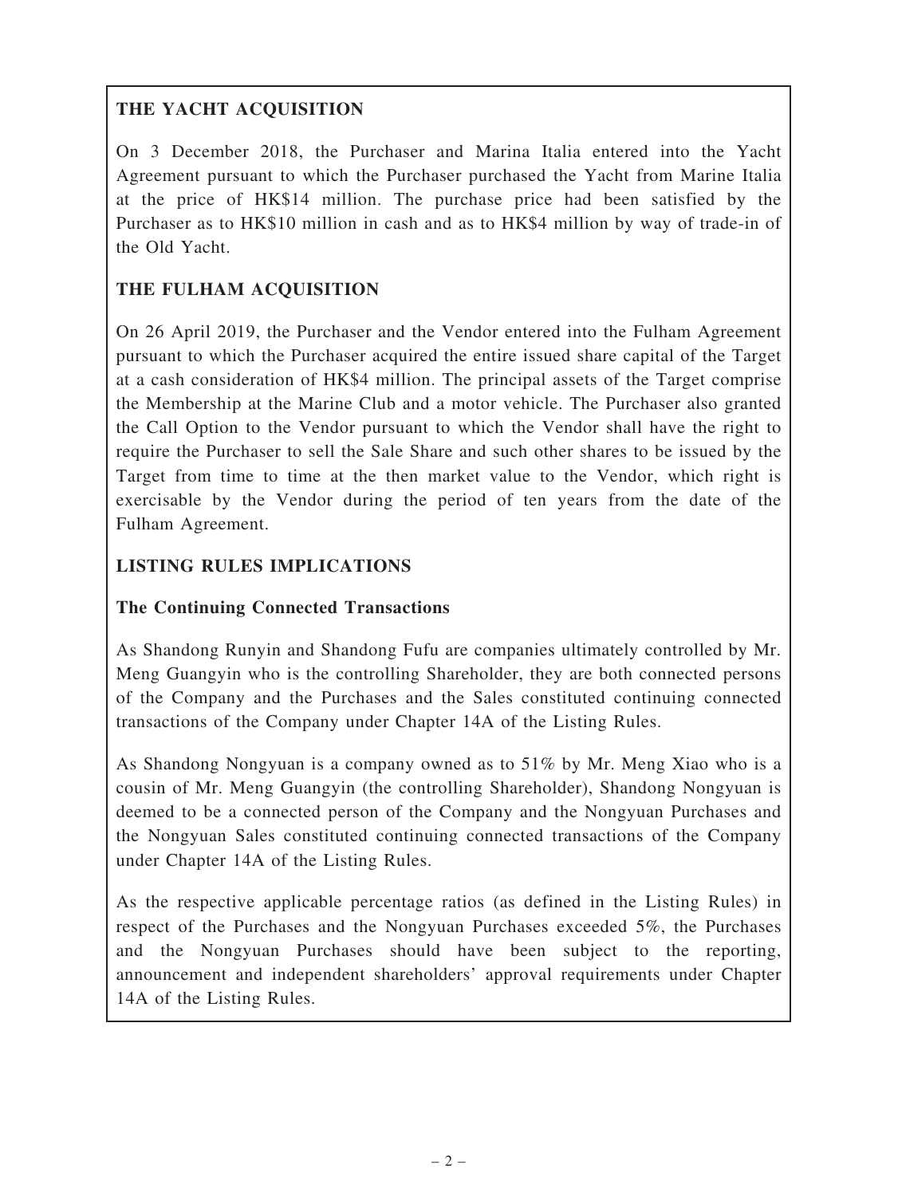## THE YACHT ACQUISITION

On 3 December 2018, the Purchaser and Marina Italia entered into the Yacht Agreement pursuant to which the Purchaser purchased the Yacht from Marine Italia at the price of HK$14 million. The purchase price had been satisfied by the Purchaser as to HK$10 million in cash and as to HK$4 million by way of trade-in of the Old Yacht.

## THE FULHAM ACQUISITION

On 26 April 2019, the Purchaser and the Vendor entered into the Fulham Agreement pursuant to which the Purchaser acquired the entire issued share capital of the Target at a cash consideration of HK$4 million. The principal assets of the Target comprise the Membership at the Marine Club and a motor vehicle. The Purchaser also granted the Call Option to the Vendor pursuant to which the Vendor shall have the right to require the Purchaser to sell the Sale Share and such other shares to be issued by the Target from time to time at the then market value to the Vendor, which right is exercisable by the Vendor during the period of ten years from the date of the Fulham Agreement.

## LISTING RULES IMPLICATIONS

### The Continuing Connected Transactions

As Shandong Runyin and Shandong Fufu are companies ultimately controlled by Mr. Meng Guangyin who is the controlling Shareholder, they are both connected persons of the Company and the Purchases and the Sales constituted continuing connected transactions of the Company under Chapter 14A of the Listing Rules.

As Shandong Nongyuan is a company owned as to 51% by Mr. Meng Xiao who is a cousin of Mr. Meng Guangyin (the controlling Shareholder), Shandong Nongyuan is deemed to be a connected person of the Company and the Nongyuan Purchases and the Nongyuan Sales constituted continuing connected transactions of the Company under Chapter 14A of the Listing Rules.

As the respective applicable percentage ratios (as defined in the Listing Rules) in respect of the Purchases and the Nongyuan Purchases exceeded 5%, the Purchases and the Nongyuan Purchases should have been subject to the reporting, announcement and independent shareholders' approval requirements under Chapter 14A of the Listing Rules.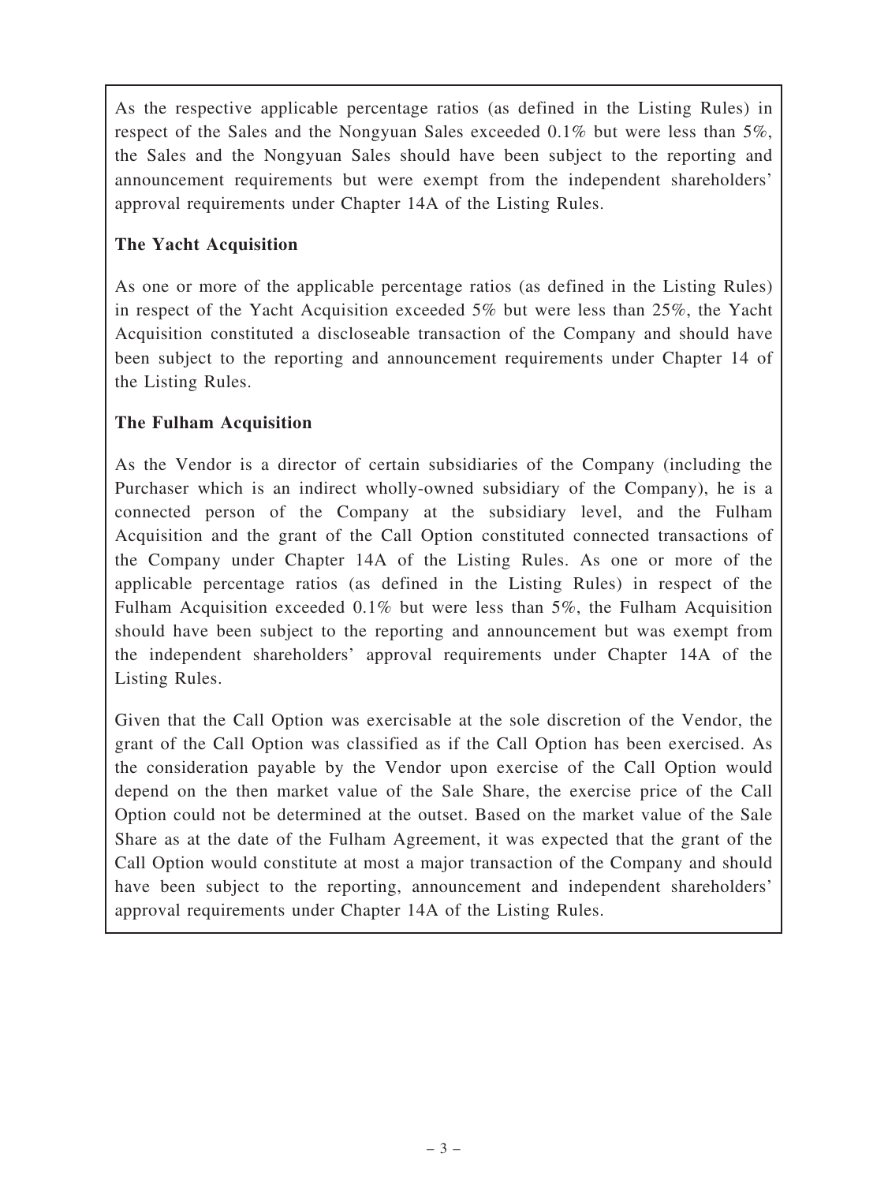As the respective applicable percentage ratios (as defined in the Listing Rules) in respect of the Sales and the Nongyuan Sales exceeded 0.1% but were less than 5%, the Sales and the Nongyuan Sales should have been subject to the reporting and announcement requirements but were exempt from the independent shareholders' approval requirements under Chapter 14A of the Listing Rules.

**The Yacht Acquisition**

As one or more of the applicable percentage ratios (as defined in the Listing Rules) in respect of the Yacht Acquisition exceeded 5% but were less than 25%, the Yacht Acquisition constituted a discloseable transaction of the Company and should have been subject to the reporting and announcement requirements under Chapter 14 of the Listing Rules.

**The Fulham Acquisition**

As the Vendor is a director of certain subsidiaries of the Company (including the Purchaser which is an indirect wholly-owned subsidiary of the Company), he is a connected person of the Company at the subsidiary level, and the Fulham Acquisition and the grant of the Call Option constituted connected transactions of the Company under Chapter 14A of the Listing Rules. As one or more of the applicable percentage ratios (as defined in the Listing Rules) in respect of the Fulham Acquisition exceeded 0.1% but were less than 5%, the Fulham Acquisition should have been subject to the reporting and announcement but was exempt from the independent shareholders' approval requirements under Chapter 14A of the Listing Rules.

Given that the Call Option was exercisable at the sole discretion of the Vendor, the grant of the Call Option was classified as if the Call Option has been exercised. As the consideration payable by the Vendor upon exercise of the Call Option would depend on the then market value of the Sale Share, the exercise price of the Call Option could not be determined at the outset. Based on the market value of the Sale Share as at the date of the Fulham Agreement, it was expected that the grant of the Call Option would constitute at most a major transaction of the Company and should have been subject to the reporting, announcement and independent shareholders' approval requirements under Chapter 14A of the Listing Rules.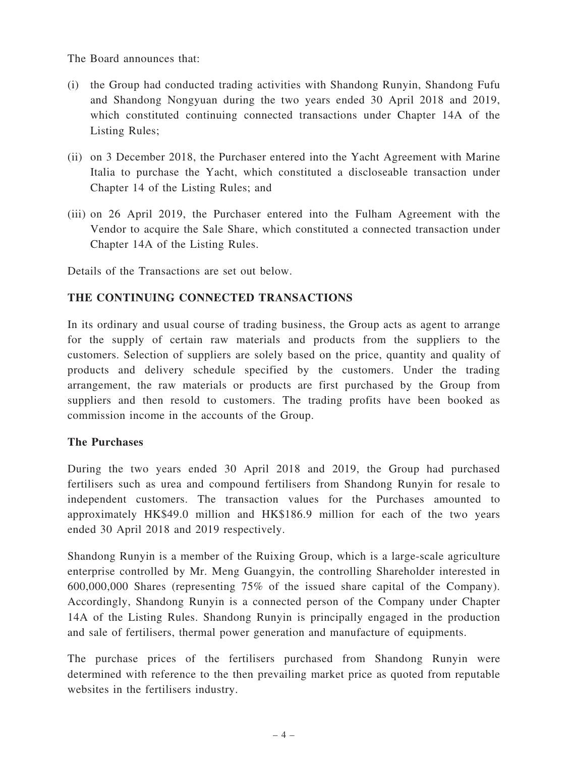The Board announces that:

(i) the Group had conducted trading activities with Shandong Runyin, Shandong Fufu and Shandong Nongyuan during the two years ended 30 April 2018 and 2019, which constituted continuing connected transactions under Chapter 14A of the Listing Rules;

(ii) on 3 December 2018, the Purchaser entered into the Yacht Agreement with Marine Italia to purchase the Yacht, which constituted a discloseable transaction under Chapter 14 of the Listing Rules; and

(iii) on 26 April 2019, the Purchaser entered into the Fulham Agreement with the Vendor to acquire the Sale Share, which constituted a connected transaction under Chapter 14A of the Listing Rules.

Details of the Transactions are set out below.

## THE CONTINUING CONNECTED TRANSACTIONS

In its ordinary and usual course of trading business, the Group acts as agent to arrange for the supply of certain raw materials and products from the suppliers to the customers. Selection of suppliers are solely based on the price, quantity and quality of products and delivery schedule specified by the customers. Under the trading arrangement, the raw materials or products are first purchased by the Group from suppliers and then resold to customers. The trading profits have been booked as commission income in the accounts of the Group.

### The Purchases

During the two years ended 30 April 2018 and 2019, the Group had purchased fertilisers such as urea and compound fertilisers from Shandong Runyin for resale to independent customers. The transaction values for the Purchases amounted to approximately HK$49.0 million and HK$186.9 million for each of the two years ended 30 April 2018 and 2019 respectively.

Shandong Runyin is a member of the Ruixing Group, which is a large-scale agriculture enterprise controlled by Mr. Meng Guangyin, the controlling Shareholder interested in 600,000,000 Shares (representing 75% of the issued share capital of the Company). Accordingly, Shandong Runyin is a connected person of the Company under Chapter 14A of the Listing Rules. Shandong Runyin is principally engaged in the production and sale of fertilisers, thermal power generation and manufacture of equipments.

The purchase prices of the fertilisers purchased from Shandong Runyin were determined with reference to the then prevailing market price as quoted from reputable websites in the fertilisers industry.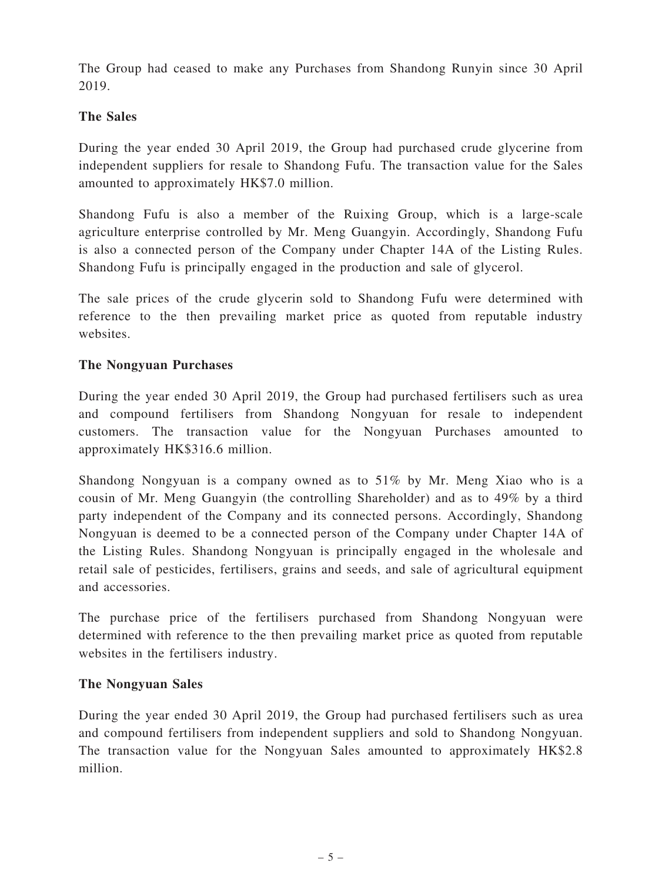The Group had ceased to make any Purchases from Shandong Runyin since 30 April 2019.

**The Sales**

During the year ended 30 April 2019, the Group had purchased crude glycerine from independent suppliers for resale to Shandong Fufu. The transaction value for the Sales amounted to approximately HK$7.0 million.

Shandong Fufu is also a member of the Ruixing Group, which is a large-scale agriculture enterprise controlled by Mr. Meng Guangyin. Accordingly, Shandong Fufu is also a connected person of the Company under Chapter 14A of the Listing Rules. Shandong Fufu is principally engaged in the production and sale of glycerol.

The sale prices of the crude glycerin sold to Shandong Fufu were determined with reference to the then prevailing market price as quoted from reputable industry websites.

**The Nongyuan Purchases**

During the year ended 30 April 2019, the Group had purchased fertilisers such as urea and compound fertilisers from Shandong Nongyuan for resale to independent customers. The transaction value for the Nongyuan Purchases amounted to approximately HK$316.6 million.

Shandong Nongyuan is a company owned as to 51% by Mr. Meng Xiao who is a cousin of Mr. Meng Guangyin (the controlling Shareholder) and as to 49% by a third party independent of the Company and its connected persons. Accordingly, Shandong Nongyuan is deemed to be a connected person of the Company under Chapter 14A of the Listing Rules. Shandong Nongyuan is principally engaged in the wholesale and retail sale of pesticides, fertilisers, grains and seeds, and sale of agricultural equipment and accessories.

The purchase price of the fertilisers purchased from Shandong Nongyuan were determined with reference to the then prevailing market price as quoted from reputable websites in the fertilisers industry.

**The Nongyuan Sales**

During the year ended 30 April 2019, the Group had purchased fertilisers such as urea and compound fertilisers from independent suppliers and sold to Shandong Nongyuan. The transaction value for the Nongyuan Sales amounted to approximately HK$2.8 million.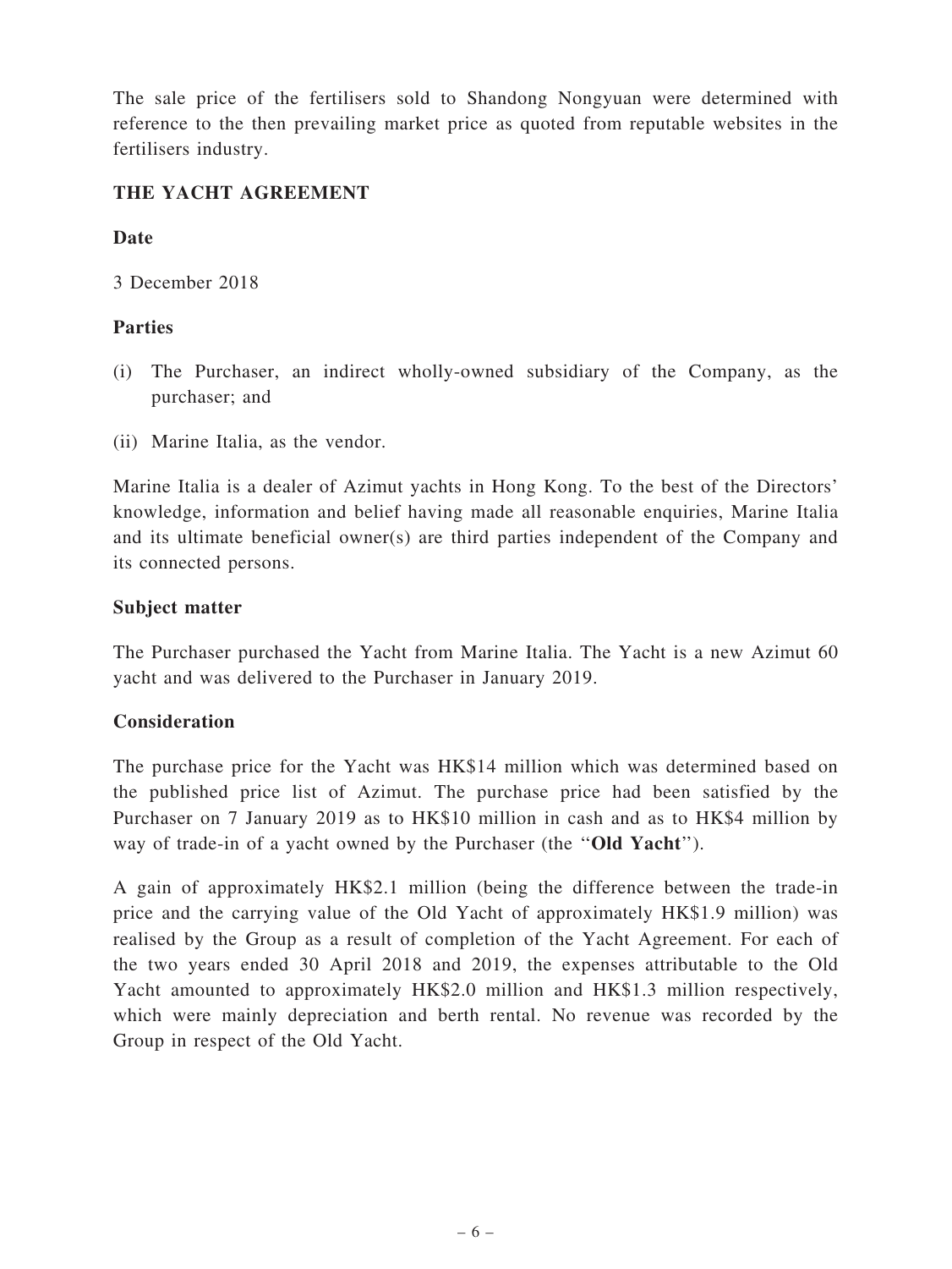The sale price of the fertilisers sold to Shandong Nongyuan were determined with reference to the then prevailing market price as quoted from reputable websites in the fertilisers industry.

## THE YACHT AGREEMENT

### Date

3 December 2018

### Parties

(i) The Purchaser, an indirect wholly-owned subsidiary of the Company, as the purchaser; and

(ii) Marine Italia, as the vendor.

Marine Italia is a dealer of Azimut yachts in Hong Kong. To the best of the Directors' knowledge, information and belief having made all reasonable enquiries, Marine Italia and its ultimate beneficial owner(s) are third parties independent of the Company and its connected persons.

### Subject matter

The Purchaser purchased the Yacht from Marine Italia. The Yacht is a new Azimut 60 yacht and was delivered to the Purchaser in January 2019.

### Consideration

The purchase price for the Yacht was HK$14 million which was determined based on the published price list of Azimut. The purchase price had been satisfied by the Purchaser on 7 January 2019 as to HK$10 million in cash and as to HK$4 million by way of trade-in of a yacht owned by the Purchaser (the "**Old Yacht**").

A gain of approximately HK$2.1 million (being the difference between the trade-in price and the carrying value of the Old Yacht of approximately HK$1.9 million) was realised by the Group as a result of completion of the Yacht Agreement. For each of the two years ended 30 April 2018 and 2019, the expenses attributable to the Old Yacht amounted to approximately HK$2.0 million and HK$1.3 million respectively, which were mainly depreciation and berth rental. No revenue was recorded by the Group in respect of the Old Yacht.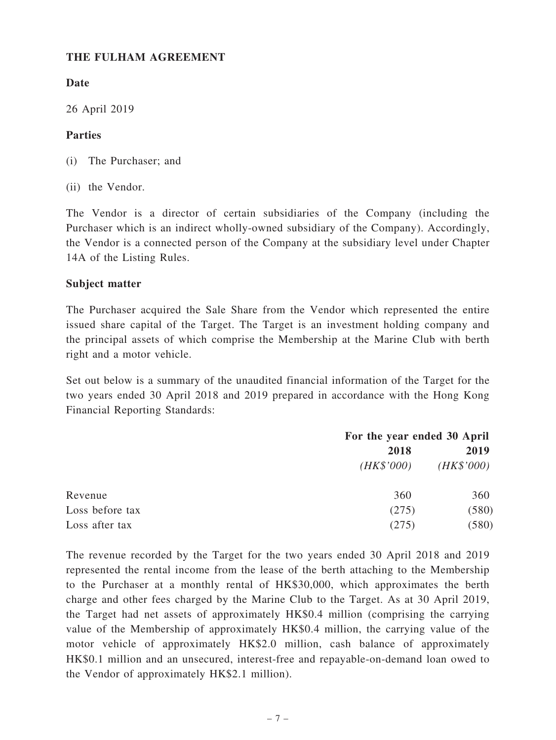**THE FULHAM AGREEMENT**

**Date**

26 April 2019

**Parties**

(i) The Purchaser; and

(ii) the Vendor.

The Vendor is a director of certain subsidiaries of the Company (including the Purchaser which is an indirect wholly-owned subsidiary of the Company). Accordingly, the Vendor is a connected person of the Company at the subsidiary level under Chapter 14A of the Listing Rules.

**Subject matter**

The Purchaser acquired the Sale Share from the Vendor which represented the entire issued share capital of the Target. The Target is an investment holding company and the principal assets of which comprise the Membership at the Marine Club with berth right and a motor vehicle.

Set out below is a summary of the unaudited financial information of the Target for the two years ended 30 April 2018 and 2019 prepared in accordance with the Hong Kong Financial Reporting Standards:

| | For the year ended 30 April | |
|---|---|---|
| | **2018** | **2019** |
| | *(HK$'000)* | *(HK$'000)* |
| Revenue | 360 | 360 |
| Loss before tax | (275) | (580) |
| Loss after tax | (275) | (580) |

The revenue recorded by the Target for the two years ended 30 April 2018 and 2019 represented the rental income from the lease of the berth attaching to the Membership to the Purchaser at a monthly rental of HK$30,000, which approximates the berth charge and other fees charged by the Marine Club to the Target. As at 30 April 2019, the Target had net assets of approximately HK$0.4 million (comprising the carrying value of the Membership of approximately HK$0.4 million, the carrying value of the motor vehicle of approximately HK$2.0 million, cash balance of approximately HK$0.1 million and an unsecured, interest-free and repayable-on-demand loan owed to the Vendor of approximately HK$2.1 million).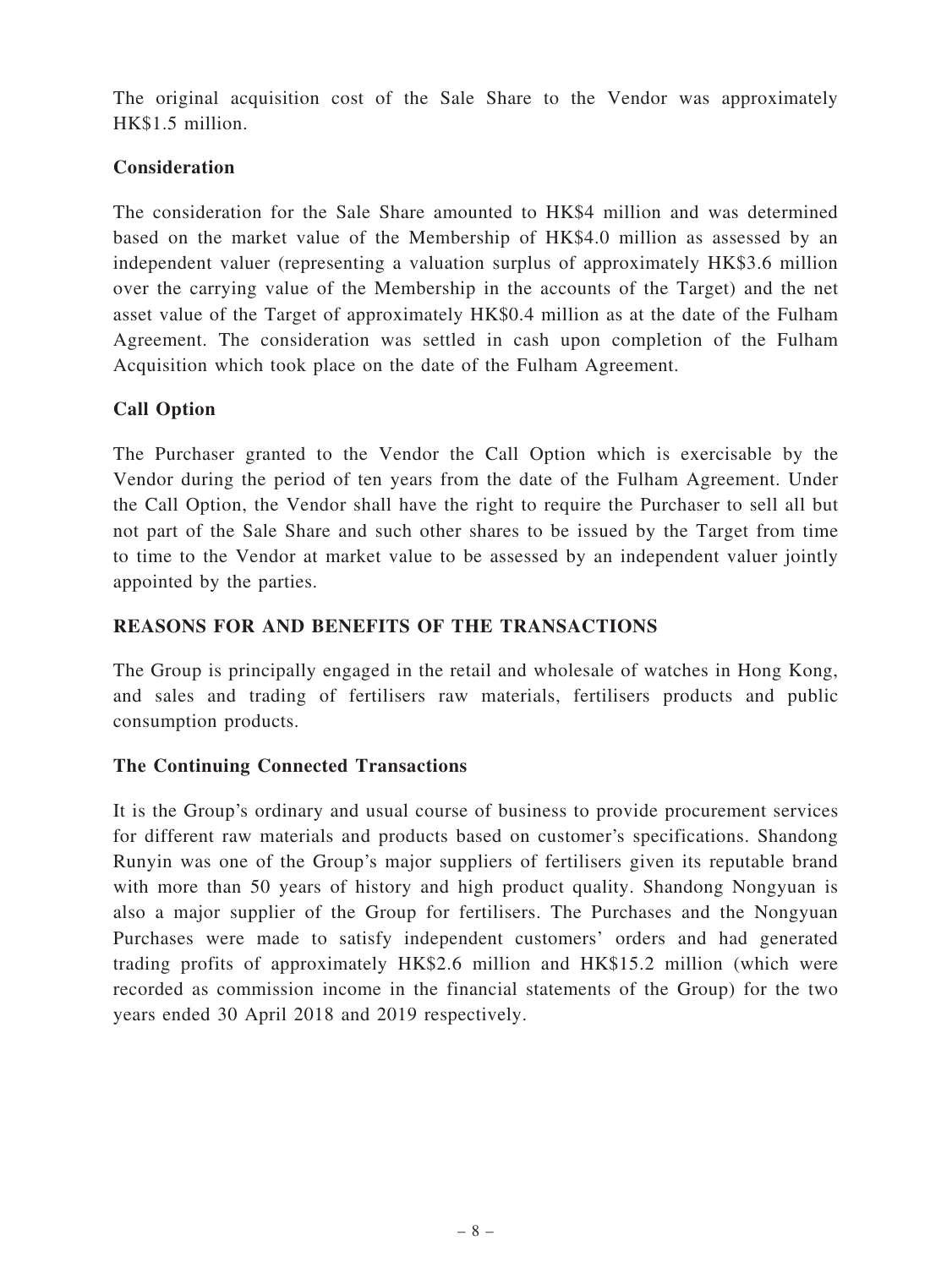The original acquisition cost of the Sale Share to the Vendor was approximately HK$1.5 million.

**Consideration**

The consideration for the Sale Share amounted to HK$4 million and was determined based on the market value of the Membership of HK$4.0 million as assessed by an independent valuer (representing a valuation surplus of approximately HK$3.6 million over the carrying value of the Membership in the accounts of the Target) and the net asset value of the Target of approximately HK$0.4 million as at the date of the Fulham Agreement. The consideration was settled in cash upon completion of the Fulham Acquisition which took place on the date of the Fulham Agreement.

**Call Option**

The Purchaser granted to the Vendor the Call Option which is exercisable by the Vendor during the period of ten years from the date of the Fulham Agreement. Under the Call Option, the Vendor shall have the right to require the Purchaser to sell all but not part of the Sale Share and such other shares to be issued by the Target from time to time to the Vendor at market value to be assessed by an independent valuer jointly appointed by the parties.

## REASONS FOR AND BENEFITS OF THE TRANSACTIONS

The Group is principally engaged in the retail and wholesale of watches in Hong Kong, and sales and trading of fertilisers raw materials, fertilisers products and public consumption products.

**The Continuing Connected Transactions**

It is the Group's ordinary and usual course of business to provide procurement services for different raw materials and products based on customer's specifications. Shandong Runyin was one of the Group's major suppliers of fertilisers given its reputable brand with more than 50 years of history and high product quality. Shandong Nongyuan is also a major supplier of the Group for fertilisers. The Purchases and the Nongyuan Purchases were made to satisfy independent customers' orders and had generated trading profits of approximately HK$2.6 million and HK$15.2 million (which were recorded as commission income in the financial statements of the Group) for the two years ended 30 April 2018 and 2019 respectively.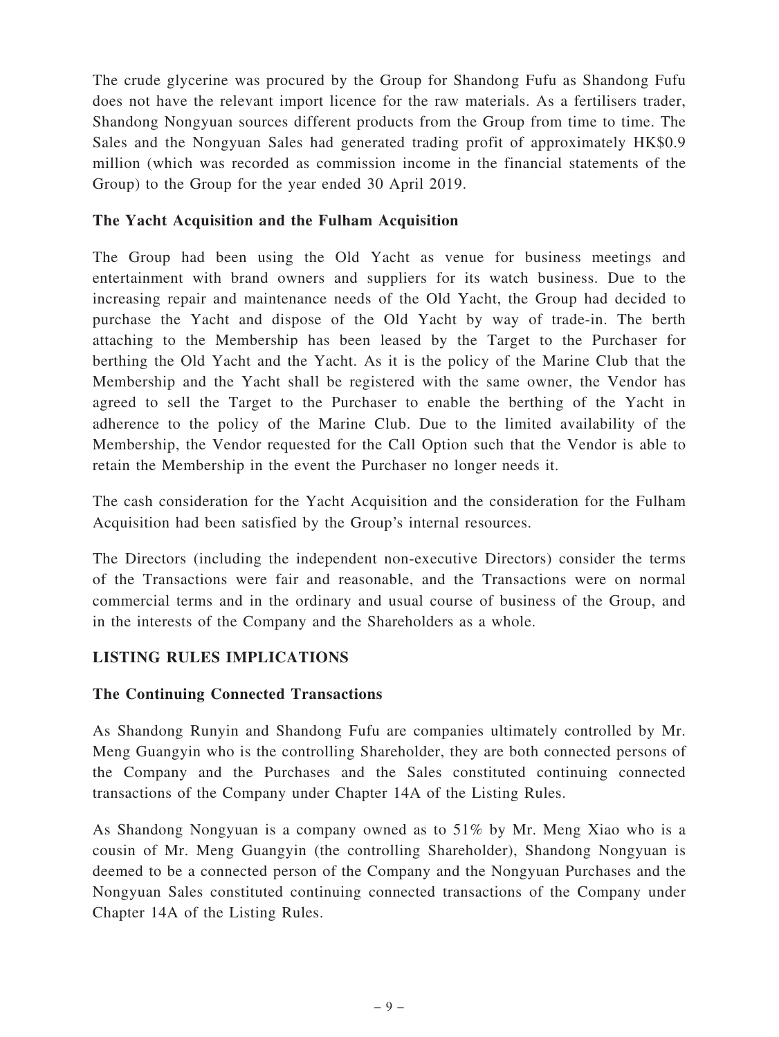The crude glycerine was procured by the Group for Shandong Fufu as Shandong Fufu does not have the relevant import licence for the raw materials. As a fertilisers trader, Shandong Nongyuan sources different products from the Group from time to time. The Sales and the Nongyuan Sales had generated trading profit of approximately HK$0.9 million (which was recorded as commission income in the financial statements of the Group) to the Group for the year ended 30 April 2019.

**The Yacht Acquisition and the Fulham Acquisition**

The Group had been using the Old Yacht as venue for business meetings and entertainment with brand owners and suppliers for its watch business. Due to the increasing repair and maintenance needs of the Old Yacht, the Group had decided to purchase the Yacht and dispose of the Old Yacht by way of trade-in. The berth attaching to the Membership has been leased by the Target to the Purchaser for berthing the Old Yacht and the Yacht. As it is the policy of the Marine Club that the Membership and the Yacht shall be registered with the same owner, the Vendor has agreed to sell the Target to the Purchaser to enable the berthing of the Yacht in adherence to the policy of the Marine Club. Due to the limited availability of the Membership, the Vendor requested for the Call Option such that the Vendor is able to retain the Membership in the event the Purchaser no longer needs it.

The cash consideration for the Yacht Acquisition and the consideration for the Fulham Acquisition had been satisfied by the Group's internal resources.

The Directors (including the independent non-executive Directors) consider the terms of the Transactions were fair and reasonable, and the Transactions were on normal commercial terms and in the ordinary and usual course of business of the Group, and in the interests of the Company and the Shareholders as a whole.

## LISTING RULES IMPLICATIONS

**The Continuing Connected Transactions**

As Shandong Runyin and Shandong Fufu are companies ultimately controlled by Mr. Meng Guangyin who is the controlling Shareholder, they are both connected persons of the Company and the Purchases and the Sales constituted continuing connected transactions of the Company under Chapter 14A of the Listing Rules.

As Shandong Nongyuan is a company owned as to 51% by Mr. Meng Xiao who is a cousin of Mr. Meng Guangyin (the controlling Shareholder), Shandong Nongyuan is deemed to be a connected person of the Company and the Nongyuan Purchases and the Nongyuan Sales constituted continuing connected transactions of the Company under Chapter 14A of the Listing Rules.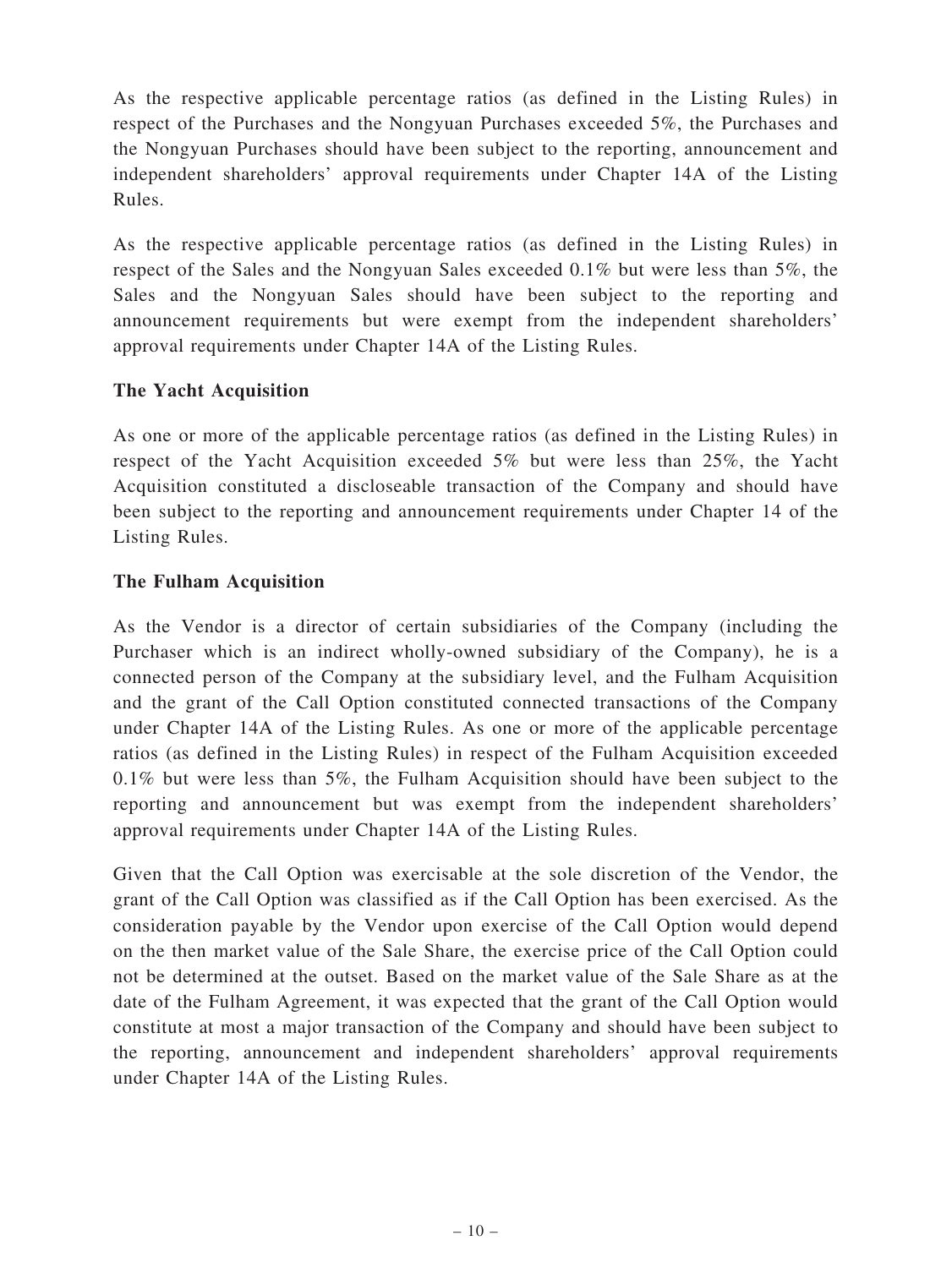As the respective applicable percentage ratios (as defined in the Listing Rules) in respect of the Purchases and the Nongyuan Purchases exceeded 5%, the Purchases and the Nongyuan Purchases should have been subject to the reporting, announcement and independent shareholders' approval requirements under Chapter 14A of the Listing Rules.

As the respective applicable percentage ratios (as defined in the Listing Rules) in respect of the Sales and the Nongyuan Sales exceeded 0.1% but were less than 5%, the Sales and the Nongyuan Sales should have been subject to the reporting and announcement requirements but were exempt from the independent shareholders' approval requirements under Chapter 14A of the Listing Rules.

**The Yacht Acquisition**

As one or more of the applicable percentage ratios (as defined in the Listing Rules) in respect of the Yacht Acquisition exceeded 5% but were less than 25%, the Yacht Acquisition constituted a discloseable transaction of the Company and should have been subject to the reporting and announcement requirements under Chapter 14 of the Listing Rules.

**The Fulham Acquisition**

As the Vendor is a director of certain subsidiaries of the Company (including the Purchaser which is an indirect wholly-owned subsidiary of the Company), he is a connected person of the Company at the subsidiary level, and the Fulham Acquisition and the grant of the Call Option constituted connected transactions of the Company under Chapter 14A of the Listing Rules. As one or more of the applicable percentage ratios (as defined in the Listing Rules) in respect of the Fulham Acquisition exceeded 0.1% but were less than 5%, the Fulham Acquisition should have been subject to the reporting and announcement but was exempt from the independent shareholders' approval requirements under Chapter 14A of the Listing Rules.

Given that the Call Option was exercisable at the sole discretion of the Vendor, the grant of the Call Option was classified as if the Call Option has been exercised. As the consideration payable by the Vendor upon exercise of the Call Option would depend on the then market value of the Sale Share, the exercise price of the Call Option could not be determined at the outset. Based on the market value of the Sale Share as at the date of the Fulham Agreement, it was expected that the grant of the Call Option would constitute at most a major transaction of the Company and should have been subject to the reporting, announcement and independent shareholders' approval requirements under Chapter 14A of the Listing Rules.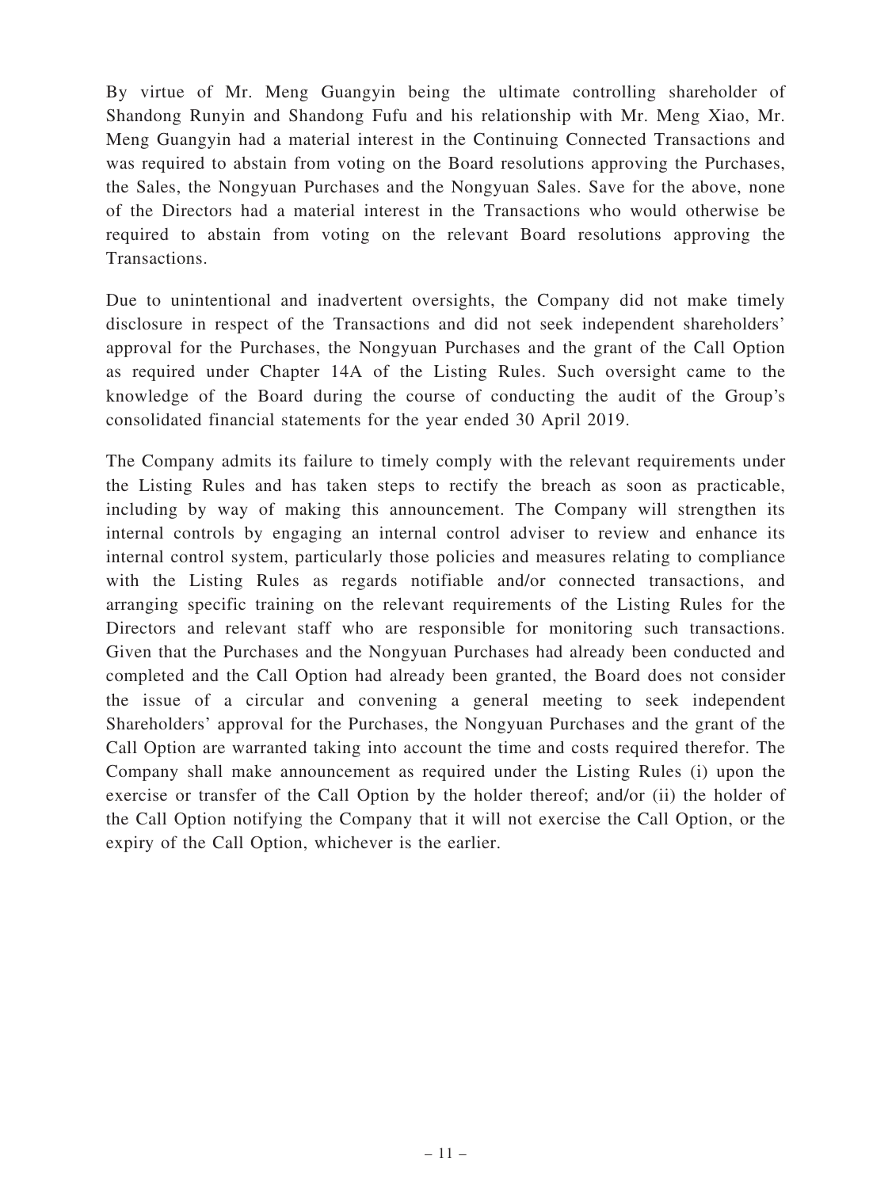By virtue of Mr. Meng Guangyin being the ultimate controlling shareholder of Shandong Runyin and Shandong Fufu and his relationship with Mr. Meng Xiao, Mr. Meng Guangyin had a material interest in the Continuing Connected Transactions and was required to abstain from voting on the Board resolutions approving the Purchases, the Sales, the Nongyuan Purchases and the Nongyuan Sales. Save for the above, none of the Directors had a material interest in the Transactions who would otherwise be required to abstain from voting on the relevant Board resolutions approving the Transactions.

Due to unintentional and inadvertent oversights, the Company did not make timely disclosure in respect of the Transactions and did not seek independent shareholders' approval for the Purchases, the Nongyuan Purchases and the grant of the Call Option as required under Chapter 14A of the Listing Rules. Such oversight came to the knowledge of the Board during the course of conducting the audit of the Group's consolidated financial statements for the year ended 30 April 2019.

The Company admits its failure to timely comply with the relevant requirements under the Listing Rules and has taken steps to rectify the breach as soon as practicable, including by way of making this announcement. The Company will strengthen its internal controls by engaging an internal control adviser to review and enhance its internal control system, particularly those policies and measures relating to compliance with the Listing Rules as regards notifiable and/or connected transactions, and arranging specific training on the relevant requirements of the Listing Rules for the Directors and relevant staff who are responsible for monitoring such transactions. Given that the Purchases and the Nongyuan Purchases had already been conducted and completed and the Call Option had already been granted, the Board does not consider the issue of a circular and convening a general meeting to seek independent Shareholders' approval for the Purchases, the Nongyuan Purchases and the grant of the Call Option are warranted taking into account the time and costs required therefor. The Company shall make announcement as required under the Listing Rules (i) upon the exercise or transfer of the Call Option by the holder thereof; and/or (ii) the holder of the Call Option notifying the Company that it will not exercise the Call Option, or the expiry of the Call Option, whichever is the earlier.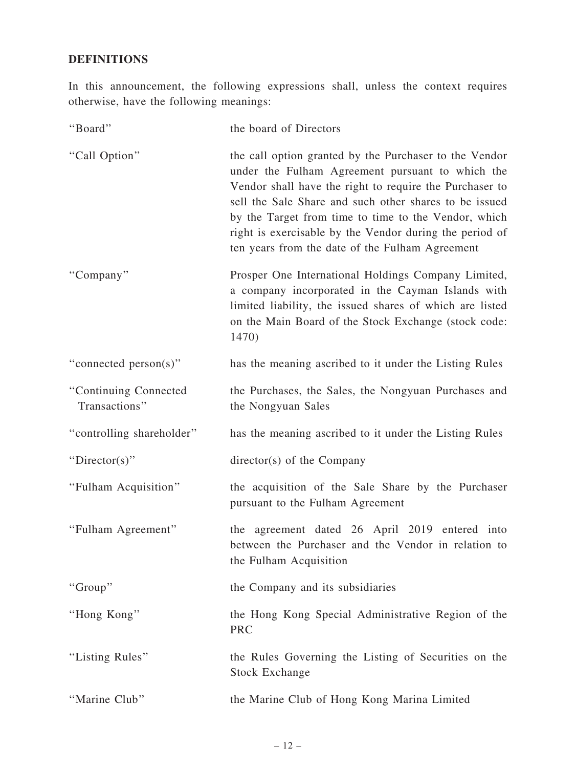## DEFINITIONS

In this announcement, the following expressions shall, unless the context requires otherwise, have the following meanings:

| | |
|---|---|
| "Board" | the board of Directors |
| "Call Option" | the call option granted by the Purchaser to the Vendor under the Fulham Agreement pursuant to which the Vendor shall have the right to require the Purchaser to sell the Sale Share and such other shares to be issued by the Target from time to time to the Vendor, which right is exercisable by the Vendor during the period of ten years from the date of the Fulham Agreement |
| "Company" | Prosper One International Holdings Company Limited, a company incorporated in the Cayman Islands with limited liability, the issued shares of which are listed on the Main Board of the Stock Exchange (stock code: 1470) |
| "connected person(s)" | has the meaning ascribed to it under the Listing Rules |
| "Continuing Connected Transactions" | the Purchases, the Sales, the Nongyuan Purchases and the Nongyuan Sales |
| "controlling shareholder" | has the meaning ascribed to it under the Listing Rules |
| "Director(s)" | director(s) of the Company |
| "Fulham Acquisition" | the acquisition of the Sale Share by the Purchaser pursuant to the Fulham Agreement |
| "Fulham Agreement" | the agreement dated 26 April 2019 entered into between the Purchaser and the Vendor in relation to the Fulham Acquisition |
| "Group" | the Company and its subsidiaries |
| "Hong Kong" | the Hong Kong Special Administrative Region of the PRC |
| "Listing Rules" | the Rules Governing the Listing of Securities on the Stock Exchange |
| "Marine Club" | the Marine Club of Hong Kong Marina Limited |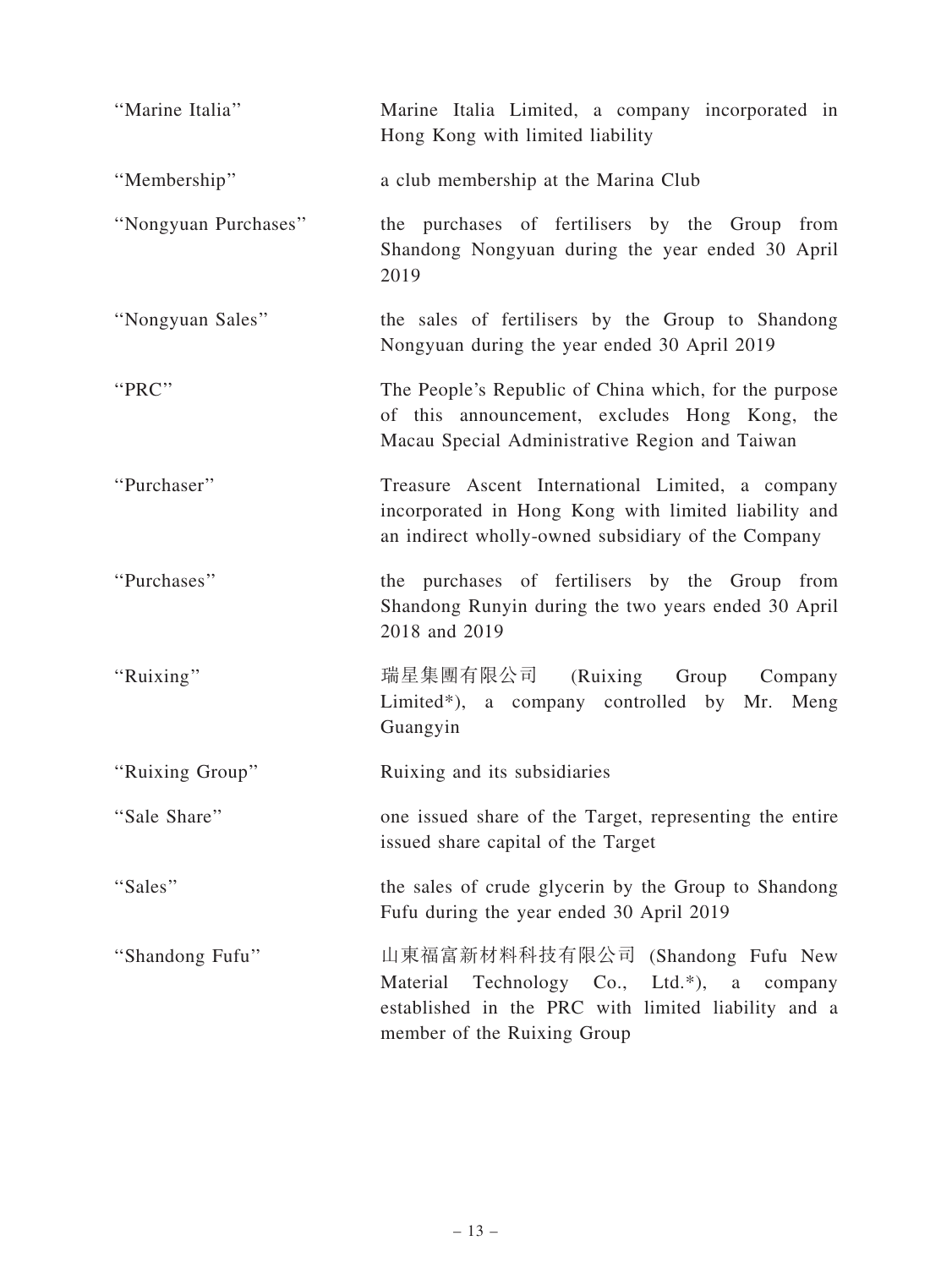| | |
|---|---|
| "Marine Italia" | Marine Italia Limited, a company incorporated in Hong Kong with limited liability |
| "Membership" | a club membership at the Marina Club |
| "Nongyuan Purchases" | the purchases of fertilisers by the Group from Shandong Nongyuan during the year ended 30 April 2019 |
| "Nongyuan Sales" | the sales of fertilisers by the Group to Shandong Nongyuan during the year ended 30 April 2019 |
| "PRC" | The People's Republic of China which, for the purpose of this announcement, excludes Hong Kong, the Macau Special Administrative Region and Taiwan |
| "Purchaser" | Treasure Ascent International Limited, a company incorporated in Hong Kong with limited liability and an indirect wholly-owned subsidiary of the Company |
| "Purchases" | the purchases of fertilisers by the Group from Shandong Runyin during the two years ended 30 April 2018 and 2019 |
| "Ruixing" | 瑞星集團有限公司 (Ruixing Group Company Limited*), a company controlled by Mr. Meng Guangyin |
| "Ruixing Group" | Ruixing and its subsidiaries |
| "Sale Share" | one issued share of the Target, representing the entire issued share capital of the Target |
| "Sales" | the sales of crude glycerin by the Group to Shandong Fufu during the year ended 30 April 2019 |
| "Shandong Fufu" | 山東福富新材料科技有限公司 (Shandong Fufu New Material Technology Co., Ltd.*), a company established in the PRC with limited liability and a member of the Ruixing Group |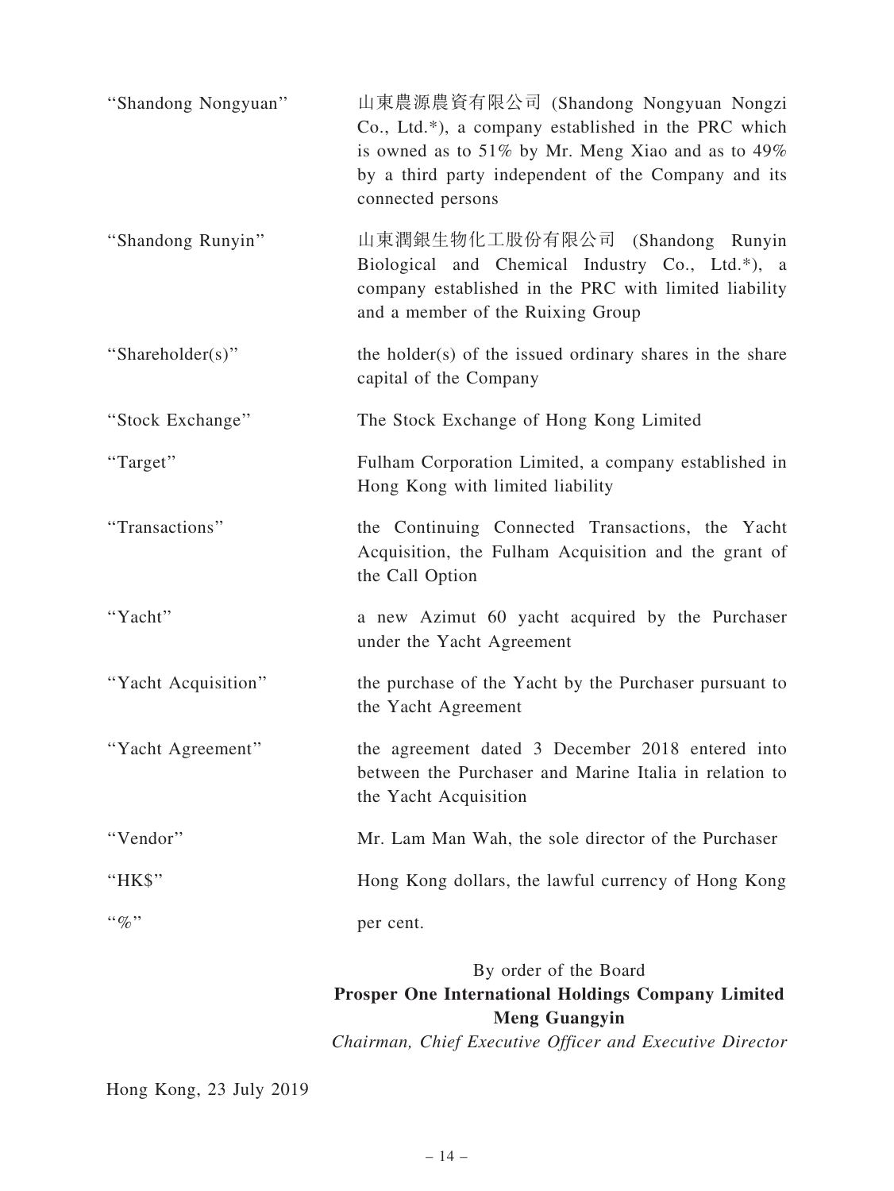| | |
|---|---|
| "Shandong Nongyuan" | 山東農源農資有限公司 (Shandong Nongyuan Nongzi Co., Ltd.*), a company established in the PRC which is owned as to 51% by Mr. Meng Xiao and as to 49% by a third party independent of the Company and its connected persons |
| "Shandong Runyin" | 山東潤銀生物化工股份有限公司 (Shandong Runyin Biological and Chemical Industry Co., Ltd.*), a company established in the PRC with limited liability and a member of the Ruixing Group |
| "Shareholder(s)" | the holder(s) of the issued ordinary shares in the share capital of the Company |
| "Stock Exchange" | The Stock Exchange of Hong Kong Limited |
| "Target" | Fulham Corporation Limited, a company established in Hong Kong with limited liability |
| "Transactions" | the Continuing Connected Transactions, the Yacht Acquisition, the Fulham Acquisition and the grant of the Call Option |
| "Yacht" | a new Azimut 60 yacht acquired by the Purchaser under the Yacht Agreement |
| "Yacht Acquisition" | the purchase of the Yacht by the Purchaser pursuant to the Yacht Agreement |
| "Yacht Agreement" | the agreement dated 3 December 2018 entered into between the Purchaser and Marine Italia in relation to the Yacht Acquisition |
| "Vendor" | Mr. Lam Man Wah, the sole director of the Purchaser |
| "HK$" | Hong Kong dollars, the lawful currency of Hong Kong |
| "%" | per cent. |

By order of the Board
**Prosper One International Holdings Company Limited**
**Meng Guangyin**
*Chairman, Chief Executive Officer and Executive Director*

Hong Kong, 23 July 2019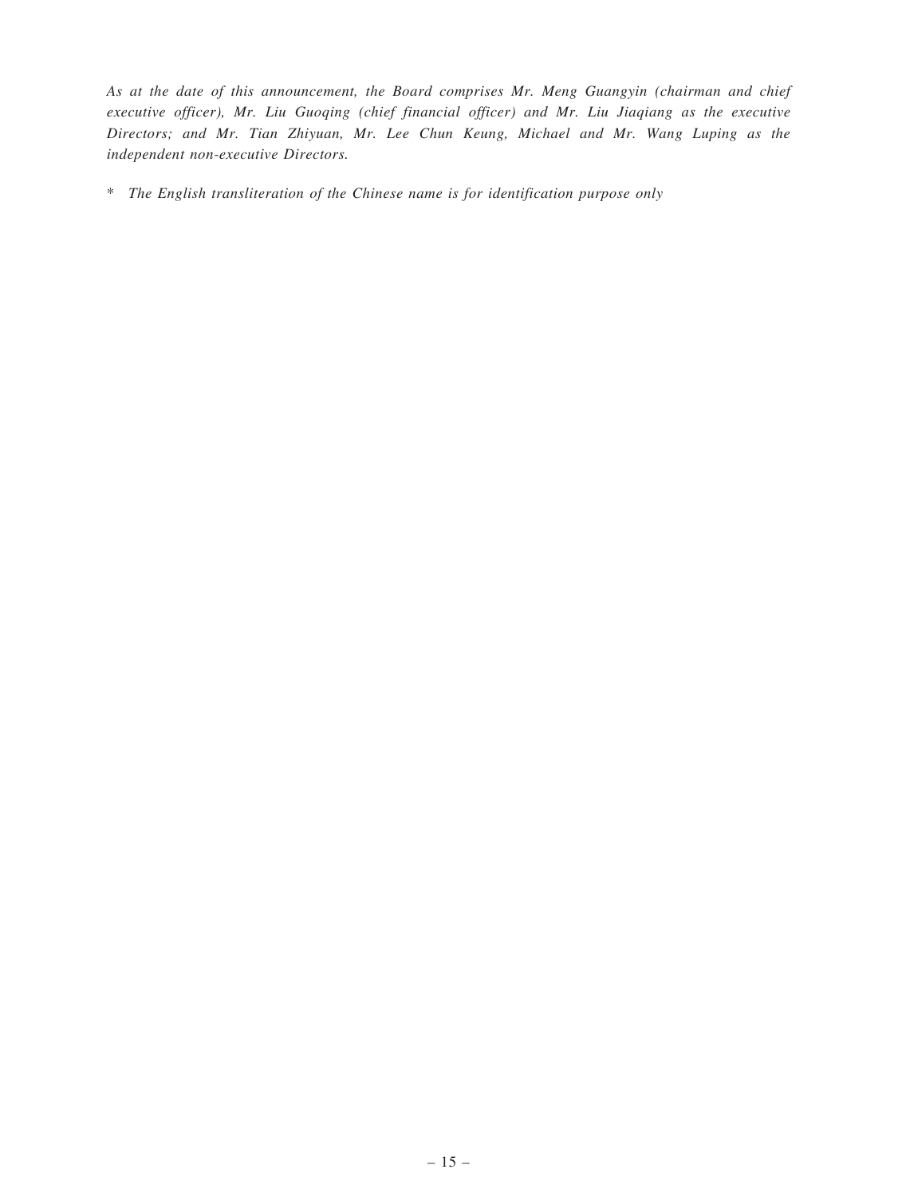*As at the date of this announcement, the Board comprises Mr. Meng Guangyin (chairman and chief executive officer), Mr. Liu Guoqing (chief financial officer) and Mr. Liu Jiaqiang as the executive Directors; and Mr. Tian Zhiyuan, Mr. Lee Chun Keung, Michael and Mr. Wang Luping as the independent non-executive Directors.*

\* *The English transliteration of the Chinese name is for identification purpose only*